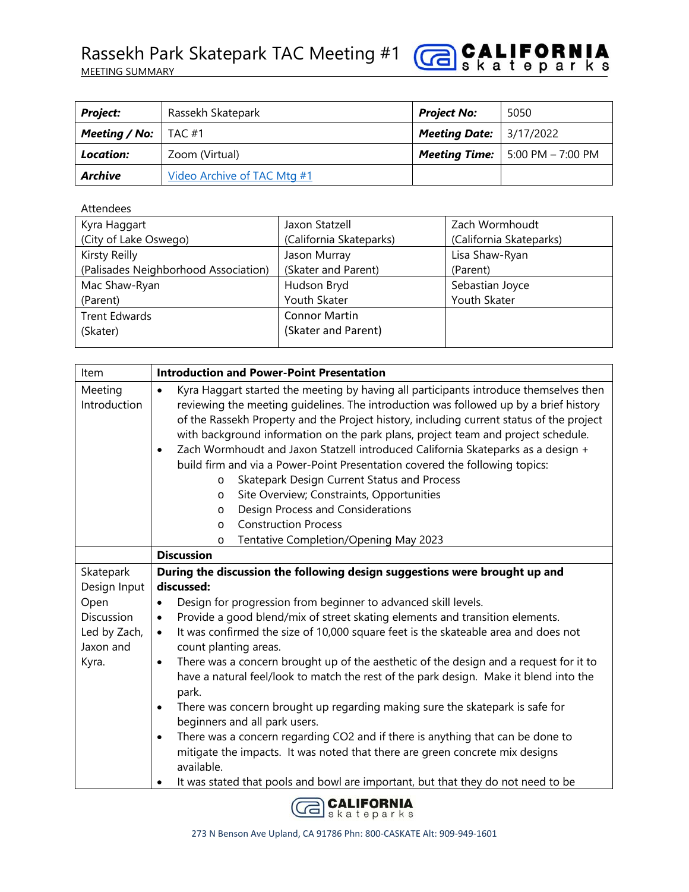# Rassekh Park Skatepark TAC Meeting #1

MEETING SUMMARY

| **Project:** | Rassekh Skatepark | **Project No:** | 5050 |
|---|---|---|---|
| **Meeting / No:** | TAC #1 | **Meeting Date:** | 3/17/2022 |
| **Location:** | Zoom (Virtual) | **Meeting Time:** | 5:00 PM – 7:00 PM |
| **Archive** | Video Archive of TAC Mtg #1 | | |

Attendees

| | | |
|---|---|---|
| Kyra Haggart (City of Lake Oswego) | Jaxon Statzell (California Skateparks) | Zach Wormhoudt (California Skateparks) |
| Kirsty Reilly (Palisades Neighborhood Association) | Jason Murray (Skater and Parent) | Lisa Shaw-Ryan (Parent) |
| Mac Shaw-Ryan (Parent) | Hudson Bryd Youth Skater | Sebastian Joyce Youth Skater |
| Trent Edwards (Skater) | Connor Martin (Skater and Parent) | |

| Item | **Introduction and Power-Point Presentation** |
|---|---|
| Meeting Introduction | • Kyra Haggart started the meeting by having all participants introduce themselves then reviewing the meeting guidelines. The introduction was followed up by a brief history of the Rassekh Property and the Project history, including current status of the project with background information on the park plans, project team and project schedule.<br>• Zach Wormhoudt and Jaxon Statzell introduced California Skateparks as a design + build firm and via a Power-Point Presentation covered the following topics:<br>  o Skatepark Design Current Status and Process<br>  o Site Overview; Constraints, Opportunities<br>  o Design Process and Considerations<br>  o Construction Process<br>  o Tentative Completion/Opening May 2023 |
| | **Discussion** |
| Skatepark Design Input Open Discussion Led by Zach, Jaxon and Kyra. | **During the discussion the following design suggestions were brought up and discussed:**<br>• Design for progression from beginner to advanced skill levels.<br>• Provide a good blend/mix of street skating elements and transition elements.<br>• It was confirmed the size of 10,000 square feet is the skateable area and does not count planting areas.<br>• There was a concern brought up of the aesthetic of the design and a request for it to have a natural feel/look to match the rest of the park design. Make it blend into the park.<br>• There was concern brought up regarding making sure the skatepark is safe for beginners and all park users.<br>• There was a concern regarding $CO_2$ and if there is anything that can be done to mitigate the impacts. It was noted that there are green concrete mix designs available.<br>• It was stated that pools and bowl are important, but that they do not need to be |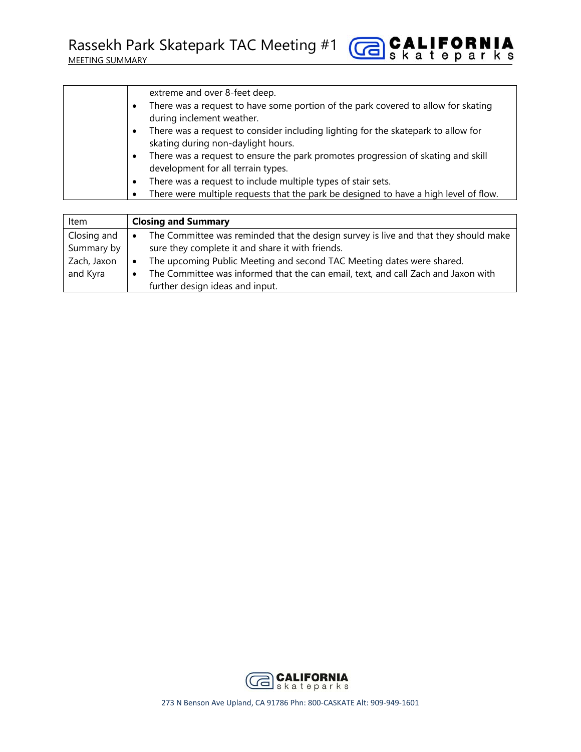| | |
|---|---|
| | extreme and over 8-feet deep.<br>• There was a request to have some portion of the park covered to allow for skating during inclement weather.<br>• There was a request to consider including lighting for the skatepark to allow for skating during non-daylight hours.<br>• There was a request to ensure the park promotes progression of skating and skill development for all terrain types.<br>• There was a request to include multiple types of stair sets.<br>• There were multiple requests that the park be designed to have a high level of flow. |

| Item | **Closing and Summary** |
|---|---|
| Closing and Summary by Zach, Jaxon and Kyra | • The Committee was reminded that the design survey is live and that they should make sure they complete it and share it with friends.<br>• The upcoming Public Meeting and second TAC Meeting dates were shared.<br>• The Committee was informed that the can email, text, and call Zach and Jaxon with further design ideas and input. |